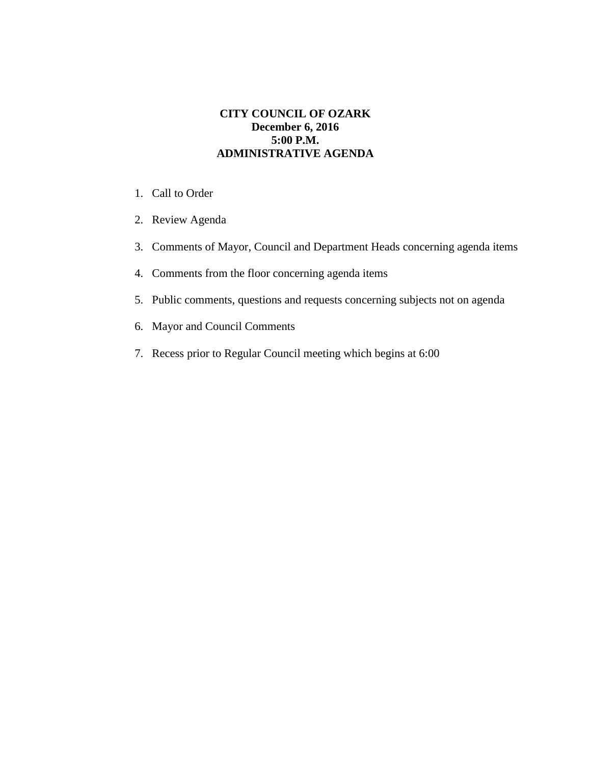**CITY COUNCIL OF OZARK**
**December 6, 2016**
**5:00 P.M.**
**ADMINISTRATIVE AGENDA**

1. Call to Order
2. Review Agenda
3. Comments of Mayor, Council and Department Heads concerning agenda items
4. Comments from the floor concerning agenda items
5. Public comments, questions and requests concerning subjects not on agenda
6. Mayor and Council Comments
7. Recess prior to Regular Council meeting which begins at 6:00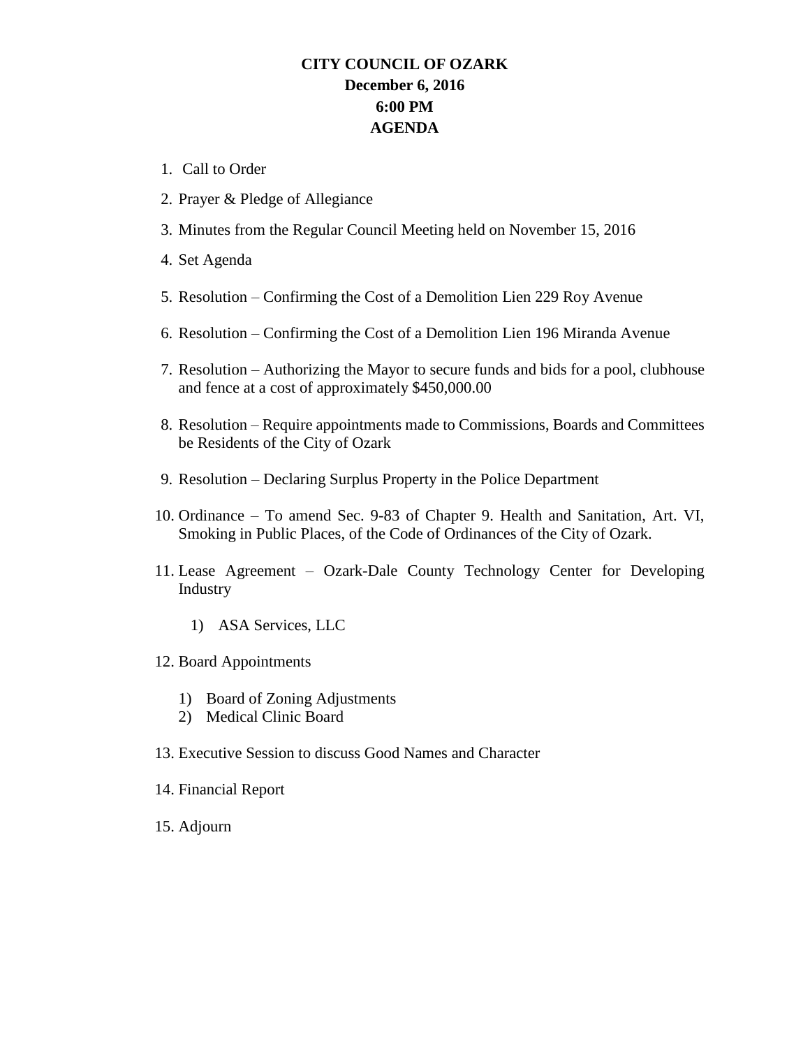# CITY COUNCIL OF OZARK
**December 6, 2016**
**6:00 PM**
**AGENDA**

1. Call to Order
2. Prayer & Pledge of Allegiance
3. Minutes from the Regular Council Meeting held on November 15, 2016
4. Set Agenda
5. Resolution – Confirming the Cost of a Demolition Lien 229 Roy Avenue
6. Resolution – Confirming the Cost of a Demolition Lien 196 Miranda Avenue
7. Resolution – Authorizing the Mayor to secure funds and bids for a pool, clubhouse and fence at a cost of approximately $450,000.00
8. Resolution – Require appointments made to Commissions, Boards and Committees be Residents of the City of Ozark
9. Resolution – Declaring Surplus Property in the Police Department
10. Ordinance – To amend Sec. 9-83 of Chapter 9. Health and Sanitation, Art. VI, Smoking in Public Places, of the Code of Ordinances of the City of Ozark.
11. Lease Agreement – Ozark-Dale County Technology Center for Developing Industry
    1) ASA Services, LLC
12. Board Appointments
    1) Board of Zoning Adjustments
    2) Medical Clinic Board
13. Executive Session to discuss Good Names and Character
14. Financial Report
15. Adjourn